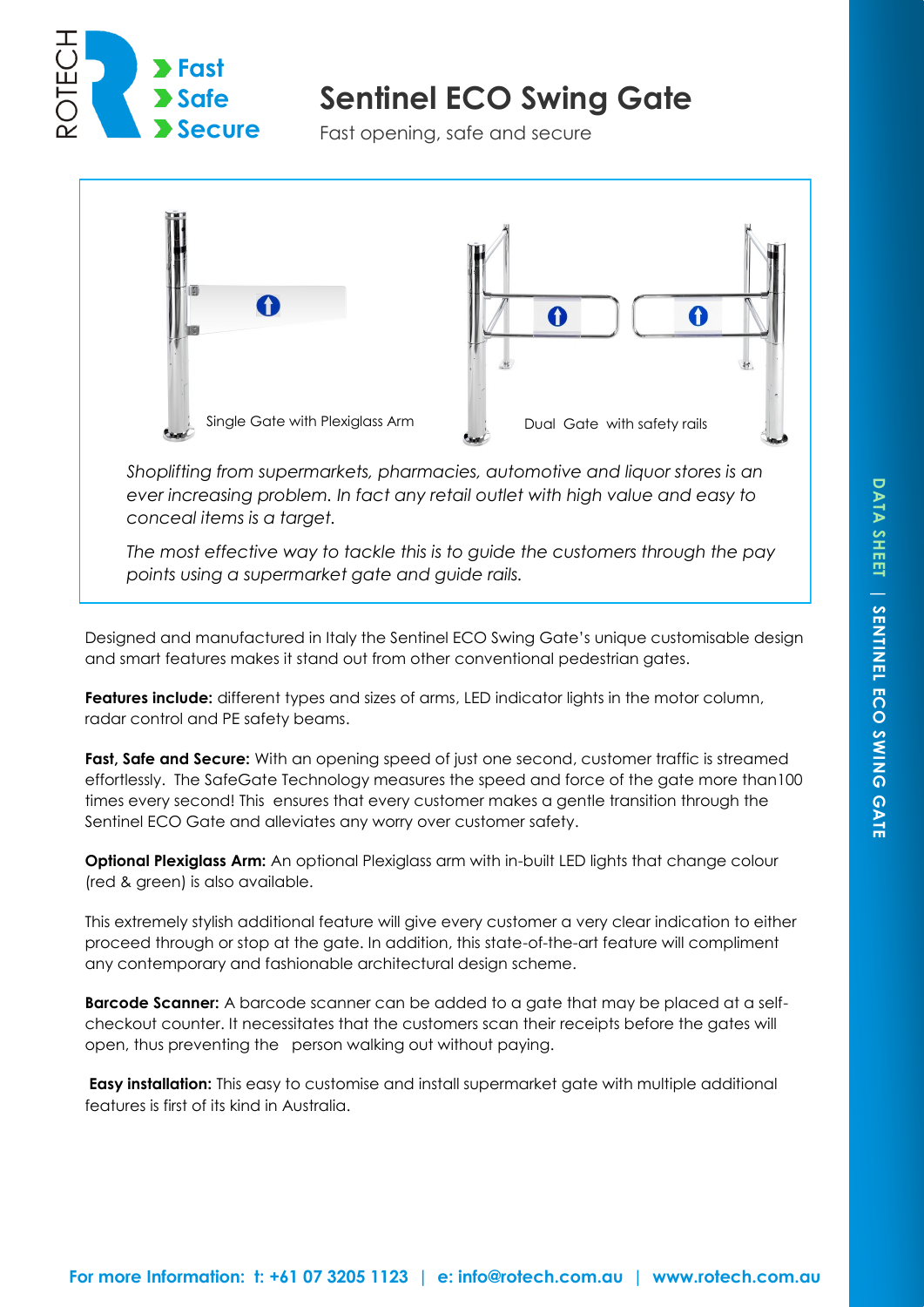# Sentinel ECO Swing Gate

Fast opening, safe and secure

Single Gate with Plexiglass Arm

Dual Gate with safety rails

*Shoplifting from supermarkets, pharmacies, automotive and liquor stores is an ever increasing problem. In fact any retail outlet with high value and easy to conceal items is a target.*

*The most effective way to tackle this is to guide the customers through the pay points using a supermarket gate and guide rails.*

Designed and manufactured in Italy the Sentinel ECO Swing Gate's unique customisable design and smart features makes it stand out from other conventional pedestrian gates.

**Features include:** different types and sizes of arms, LED indicator lights in the motor column, radar control and PE safety beams.

**Fast, Safe and Secure:** With an opening speed of just one second, customer traffic is streamed effortlessly. The SafeGate Technology measures the speed and force of the gate more than100 times every second! This ensures that every customer makes a gentle transition through the Sentinel ECO Gate and alleviates any worry over customer safety.

**Optional Plexiglass Arm:** An optional Plexiglass arm with in-built LED lights that change colour (red & green) is also available.

This extremely stylish additional feature will give every customer a very clear indication to either proceed through or stop at the gate. In addition, this state-of-the-art feature will compliment any contemporary and fashionable architectural design scheme.

**Barcode Scanner:** A barcode scanner can be added to a gate that may be placed at a self-checkout counter. It necessitates that the customers scan their receipts before the gates will open, thus preventing the person walking out without paying.

**Easy installation:** This easy to customise and install supermarket gate with multiple additional features is first of its kind in Australia.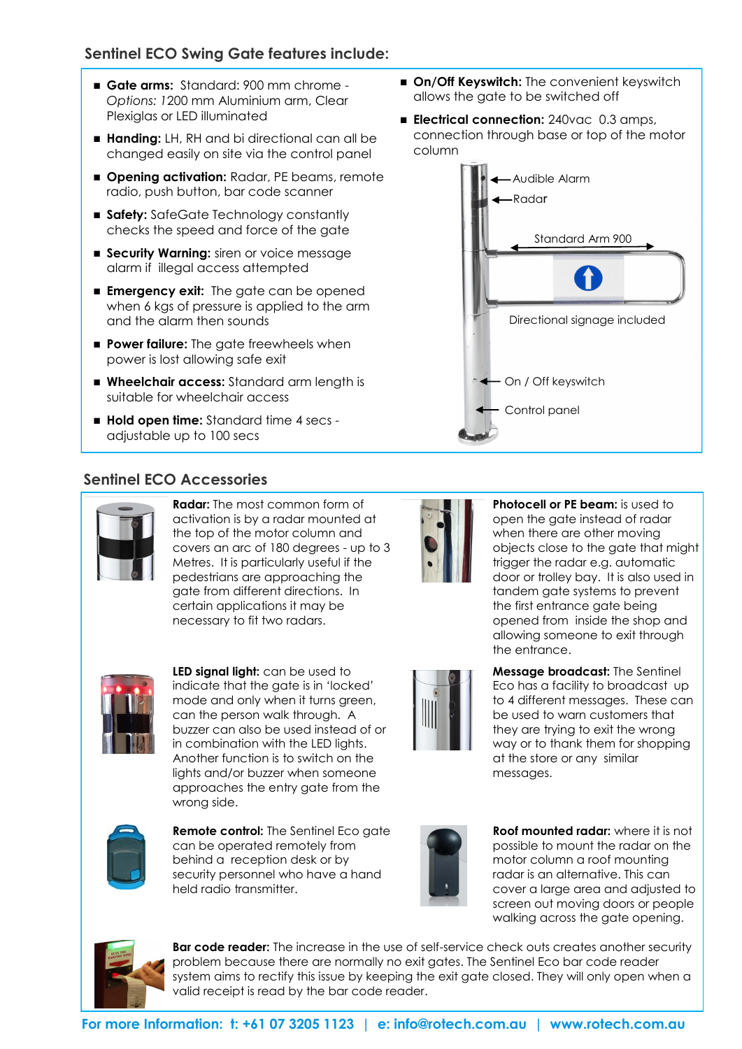## Sentinel ECO Swing Gate features include:

- **Gate arms:** Standard: 900 mm chrome - *Options:* 1200 mm Aluminium arm, Clear Plexiglas or LED illuminated
- **Handing:** LH, RH and bi directional can all be changed easily on site via the control panel
- **Opening activation:** Radar, PE beams, remote radio, push button, bar code scanner
- **Safety:** SafeGate Technology constantly checks the speed and force of the gate
- **Security Warning:** siren or voice message alarm if illegal access attempted
- **Emergency exit:** The gate can be opened when 6 kgs of pressure is applied to the arm and the alarm then sounds
- **Power failure:** The gate freewheels when power is lost allowing safe exit
- **Wheelchair access:** Standard arm length is suitable for wheelchair access
- **Hold open time:** Standard time 4 secs - adjustable up to 100 secs
- **On/Off Keyswitch:** The convenient keyswitch allows the gate to be switched off
- **Electrical connection:** 240vac 0.3 amps, connection through base or top of the motor column

Audible Alarm

Radar

Standard Arm 900

Directional signage included

On / Off keyswitch

Control panel

## Sentinel ECO Accessories

**Radar:** The most common form of activation is by a radar mounted at the top of the motor column and covers an arc of 180 degrees - up to 3 Metres. It is particularly useful if the pedestrians are approaching the gate from different directions. In certain applications it may be necessary to fit two radars.

**Photocell or PE beam:** is used to open the gate instead of radar when there are other moving objects close to the gate that might trigger the radar e.g. automatic door or trolley bay. It is also used in tandem gate systems to prevent the first entrance gate being opened from inside the shop and allowing someone to exit through the entrance.

**LED signal light:** can be used to indicate that the gate is in 'locked' mode and only when it turns green, can the person walk through. A buzzer can also be used instead of or in combination with the LED lights. Another function is to switch on the lights and/or buzzer when someone approaches the entry gate from the wrong side.

**Message broadcast:** The Sentinel Eco has a facility to broadcast up to 4 different messages. These can be used to warn customers that they are trying to exit the wrong way or to thank them for shopping at the store or any similar messages.

**Remote control:** The Sentinel Eco gate can be operated remotely from behind a reception desk or by security personnel who have a hand held radio transmitter.

**Roof mounted radar:** where it is not possible to mount the radar on the motor column a roof mounting radar is an alternative. This can cover a large area and adjusted to screen out moving doors or people walking across the gate opening.

**Bar code reader:** The increase in the use of self-service check outs creates another security problem because there are normally no exit gates. The Sentinel Eco bar code reader system aims to rectify this issue by keeping the exit gate closed. They will only open when a valid receipt is read by the bar code reader.

**For more Information: t: +61 07 3205 1123 | e: info@rotech.com.au | www.rotech.com.au**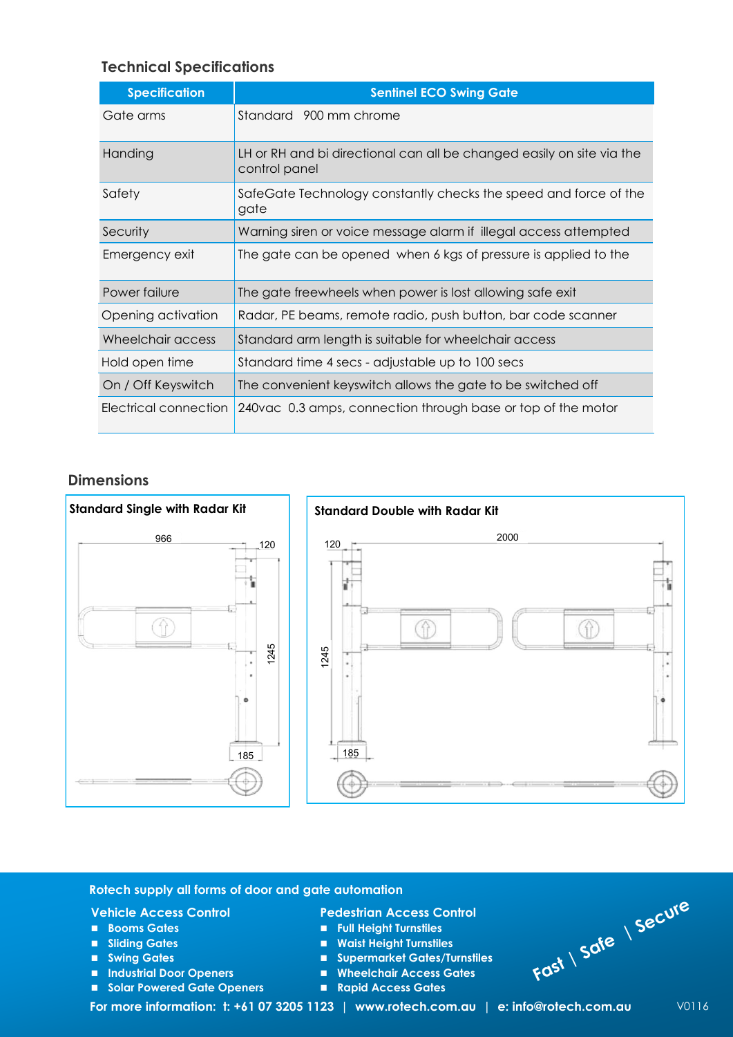## Technical Specifications

| Specification | Sentinel ECO Swing Gate |
|---|---|
| Gate arms | Standard 900 mm chrome |
| Handing | LH or RH and bi directional can all be changed easily on site via the control panel |
| Safety | SafeGate Technology constantly checks the speed and force of the gate |
| Security | Warning siren or voice message alarm if illegal access attempted |
| Emergency exit | The gate can be opened when 6 kgs of pressure is applied to the |
| Power failure | The gate freewheels when power is lost allowing safe exit |
| Opening activation | Radar, PE beams, remote radio, push button, bar code scanner |
| Wheelchair access | Standard arm length is suitable for wheelchair access |
| Hold open time | Standard time 4 secs - adjustable up to 100 secs |
| On / Off Keyswitch | The convenient keyswitch allows the gate to be switched off |
| Electrical connection | 240vac 0.3 amps, connection through base or top of the motor |

## Dimensions

**Standard Single with Radar Kit**

966 | 120 | 1245 | 185

**Standard Double with Radar Kit**

120 | 2000 | 1245 | 185

**Rotech supply all forms of door and gate automation**

**Vehicle Access Control**

- Booms Gates
- Sliding Gates
- Swing Gates
- Industrial Door Openers
- Solar Powered Gate Openers

**Pedestrian Access Control**

- Full Height Turnstiles
- Waist Height Turnstiles
- Supermarket Gates/Turnstiles
- Wheelchair Access Gates
- Rapid Access Gates

Fast | Safe | Secure

**For more information: t: +61 07 3205 1123 | www.rotech.com.au | e: info@rotech.com.au**

V0116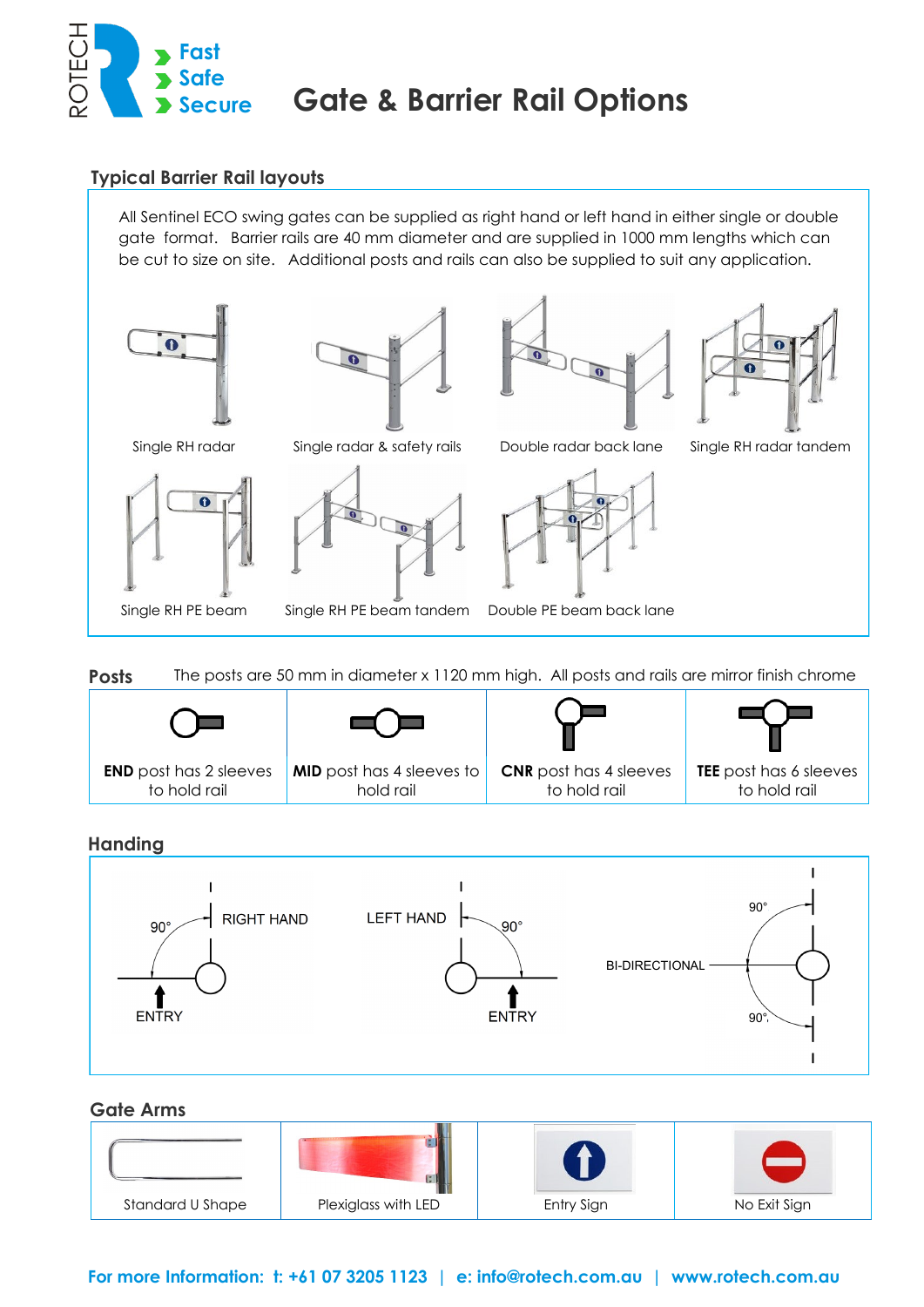ROTECH

Fast
Safe
Secure

# Gate & Barrier Rail Options

## Typical Barrier Rail layouts

All Sentinel ECO swing gates can be supplied as right hand or left hand in either single or double gate format. Barrier rails are 40 mm diameter and are supplied in 1000 mm lengths which can be cut to size on site. Additional posts and rails can also be supplied to suit any application.

Single RH radar

Single radar & safety rails

Double radar back lane

Single RH radar tandem

Single RH PE beam

Single RH PE beam tandem

Double PE beam back lane

## Posts

The posts are 50 mm in diameter x 1120 mm high. All posts and rails are mirror finish chrome

| | | | |
|---|---|---|---|
| **END** post has 2 sleeves to hold rail | **MID** post has 4 sleeves to hold rail | **CNR** post has 4 sleeves to hold rail | **TEE** post has 6 sleeves to hold rail |

## Handing

RIGHT HAND
90°
ENTRY

LEFT HAND
90°
ENTRY

BI-DIRECTIONAL
90°
90°

## Gate Arms

| | | | |
|---|---|---|---|
| Standard U Shape | Plexiglass with LED | Entry Sign | No Exit Sign |

**For more Information: t: +61 07 3205 1123 | e: info@rotech.com.au | www.rotech.com.au**